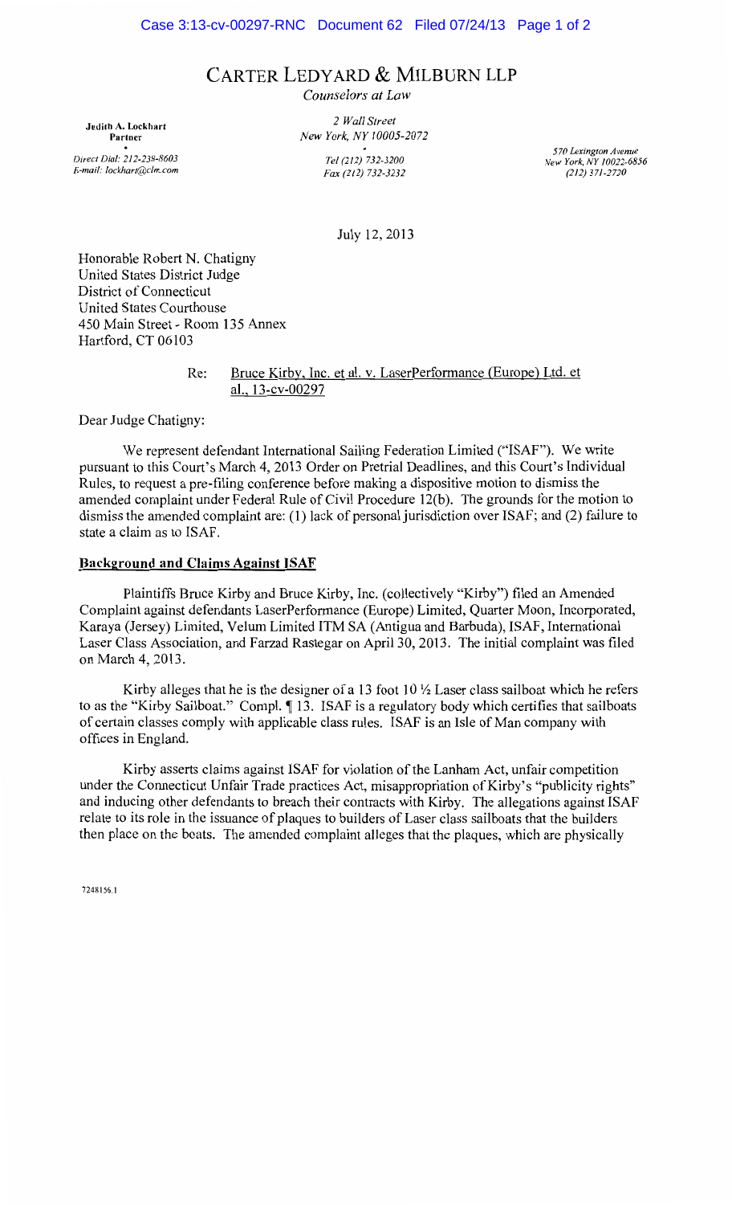# CARTER LEDYARD & MILBURN LLP

*Counselors at Law*

**Judith A. Lockhart**
**Partner**

Direct Dial: 212-238-8603
E-mail: lockhart@clm.com

*2 Wall Street*
*New York, NY 10005-2072*

*Tel (212) 732-3200*
*Fax (212) 732-3232*

*570 Lexington Avenue*
*New York, NY 10022-6856*
*(212) 371-2720*

July 12, 2013

Honorable Robert N. Chatigny
United States District Judge
District of Connecticut
United States Courthouse
450 Main Street - Room 135 Annex
Hartford, CT 06103

Re: Bruce Kirby, Inc. et al. v. LaserPerformance (Europe) Ltd. et al., 13-cv-00297

Dear Judge Chatigny:

We represent defendant International Sailing Federation Limited ("ISAF"). We write pursuant to this Court's March 4, 2013 Order on Pretrial Deadlines, and this Court's Individual Rules, to request a pre-filing conference before making a dispositive motion to dismiss the amended complaint under Federal Rule of Civil Procedure 12(b). The grounds for the motion to dismiss the amended complaint are: (1) lack of personal jurisdiction over ISAF; and (2) failure to state a claim as to ISAF.

**Background and Claims Against ISAF**

Plaintiffs Bruce Kirby and Bruce Kirby, Inc. (collectively "Kirby") filed an Amended Complaint against defendants LaserPerformance (Europe) Limited, Quarter Moon, Incorporated, Karaya (Jersey) Limited, Velum Limited ITM SA (Antigua and Barbuda), ISAF, International Laser Class Association, and Farzad Rastegar on April 30, 2013. The initial complaint was filed on March 4, 2013.

Kirby alleges that he is the designer of a 13 foot 10 ½ Laser class sailboat which he refers to as the "Kirby Sailboat." Compl. ¶ 13. ISAF is a regulatory body which certifies that sailboats of certain classes comply with applicable class rules. ISAF is an Isle of Man company with offices in England.

Kirby asserts claims against ISAF for violation of the Lanham Act, unfair competition under the Connecticut Unfair Trade practices Act, misappropriation of Kirby's "publicity rights" and inducing other defendants to breach their contracts with Kirby. The allegations against ISAF relate to its role in the issuance of plaques to builders of Laser class sailboats that the builders then place on the boats. The amended complaint alleges that the plaques, which are physically

7248156.1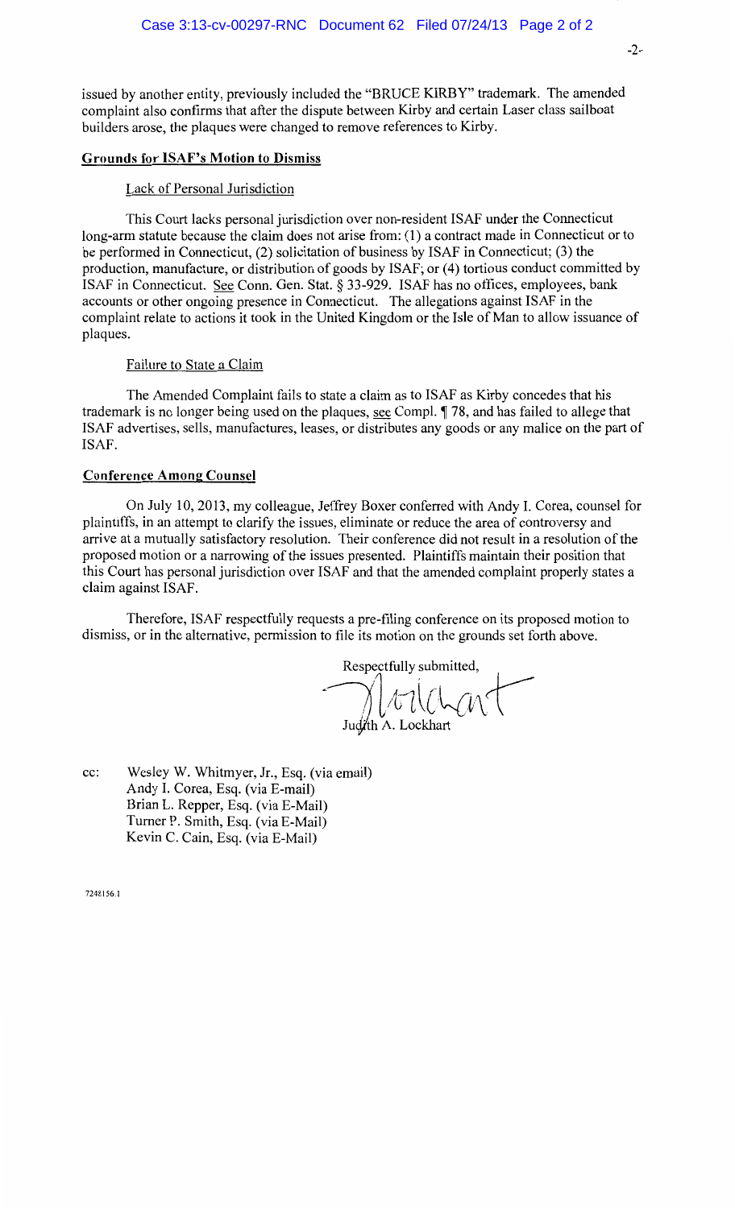issued by another entity, previously included the "BRUCE KIRBY" trademark. The amended complaint also confirms that after the dispute between Kirby and certain Laser class sailboat builders arose, the plaques were changed to remove references to Kirby.

**Grounds for ISAF's Motion to Dismiss**

Lack of Personal Jurisdiction

This Court lacks personal jurisdiction over non-resident ISAF under the Connecticut long-arm statute because the claim does not arise from: (1) a contract made in Connecticut or to be performed in Connecticut, (2) solicitation of business by ISAF in Connecticut; (3) the production, manufacture, or distribution of goods by ISAF; or (4) tortious conduct committed by ISAF in Connecticut. See Conn. Gen. Stat. § 33-929. ISAF has no offices, employees, bank accounts or other ongoing presence in Connecticut. The allegations against ISAF in the complaint relate to actions it took in the United Kingdom or the Isle of Man to allow issuance of plaques.

Failure to State a Claim

The Amended Complaint fails to state a claim as to ISAF as Kirby concedes that his trademark is no longer being used on the plaques, see Compl. ¶ 78, and has failed to allege that ISAF advertises, sells, manufactures, leases, or distributes any goods or any malice on the part of ISAF.

**Conference Among Counsel**

On July 10, 2013, my colleague, Jeffrey Boxer conferred with Andy I. Corea, counsel for plaintiffs, in an attempt to clarify the issues, eliminate or reduce the area of controversy and arrive at a mutually satisfactory resolution. Their conference did not result in a resolution of the proposed motion or a narrowing of the issues presented. Plaintiffs maintain their position that this Court has personal jurisdiction over ISAF and that the amended complaint properly states a claim against ISAF.

Therefore, ISAF respectfully requests a pre-filing conference on its proposed motion to dismiss, or in the alternative, permission to file its motion on the grounds set forth above.

Respectfully submitted,

Judith A. Lockhart

cc: Wesley W. Whitmyer, Jr., Esq. (via email)
Andy I. Corea, Esq. (via E-mail)
Brian L. Repper, Esq. (via E-Mail)
Turner P. Smith, Esq. (via E-Mail)
Kevin C. Cain, Esq. (via E-Mail)

7248156.1